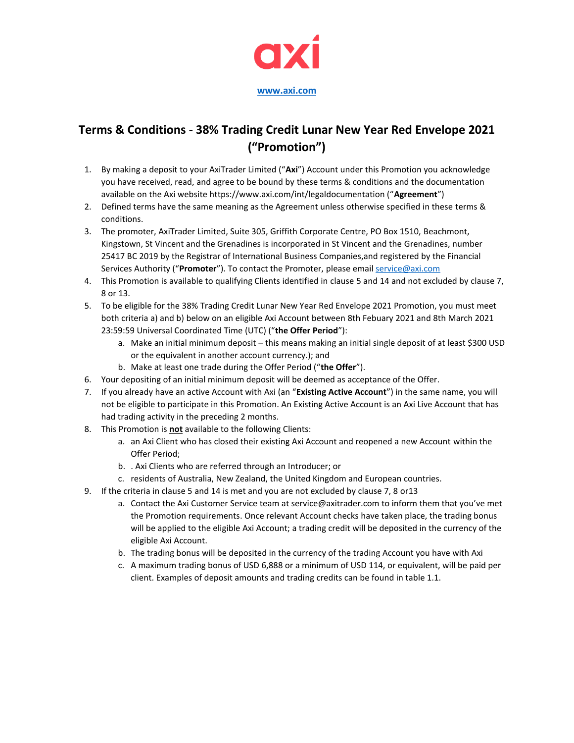axi

[www.axi.com](www.axi.com)

# Terms & Conditions - 38% Trading Credit Lunar New Year Red Envelope 2021 ("Promotion")

1. By making a deposit to your AxiTrader Limited ("**Axi**") Account under this Promotion you acknowledge you have received, read, and agree to be bound by these terms & conditions and the documentation available on the Axi website https://www.axi.com/int/legaldocumentation ("**Agreement**")
2. Defined terms have the same meaning as the Agreement unless otherwise specified in these terms & conditions.
3. The promoter, AxiTrader Limited, Suite 305, Griffith Corporate Centre, PO Box 1510, Beachmont, Kingstown, St Vincent and the Grenadines is incorporated in St Vincent and the Grenadines, number 25417 BC 2019 by the Registrar of International Business Companies,and registered by the Financial Services Authority ("**Promoter**"). To contact the Promoter, please email [service@axi.com](mailto:service@axi.com)
4. This Promotion is available to qualifying Clients identified in clause 5 and 14 and not excluded by clause 7, 8 or 13.
5. To be eligible for the 38% Trading Credit Lunar New Year Red Envelope 2021 Promotion, you must meet both criteria a) and b) below on an eligible Axi Account between 8th Febuary 2021 and 8th March 2021 23:59:59 Universal Coordinated Time (UTC) ("**the Offer Period**"):
   a. Make an initial minimum deposit – this means making an initial single deposit of at least $300 USD or the equivalent in another account currency.); and
   b. Make at least one trade during the Offer Period ("**the Offer**").
6. Your depositing of an initial minimum deposit will be deemed as acceptance of the Offer.
7. If you already have an active Account with Axi (an "**Existing Active Account**") in the same name, you will not be eligible to participate in this Promotion. An Existing Active Account is an Axi Live Account that has had trading activity in the preceding 2 months.
8. This Promotion is **<u>not</u>** available to the following Clients:
   a. an Axi Client who has closed their existing Axi Account and reopened a new Account within the Offer Period;
   b. . Axi Clients who are referred through an Introducer; or
   c. residents of Australia, New Zealand, the United Kingdom and European countries.
9. If the criteria in clause 5 and 14 is met and you are not excluded by clause 7, 8 or13
   a. Contact the Axi Customer Service team at service@axitrader.com to inform them that you've met the Promotion requirements. Once relevant Account checks have taken place, the trading bonus will be applied to the eligible Axi Account; a trading credit will be deposited in the currency of the eligible Axi Account.
   b. The trading bonus will be deposited in the currency of the trading Account you have with Axi
   c. A maximum trading bonus of USD 6,888 or a minimum of USD 114, or equivalent, will be paid per client. Examples of deposit amounts and trading credits can be found in table 1.1.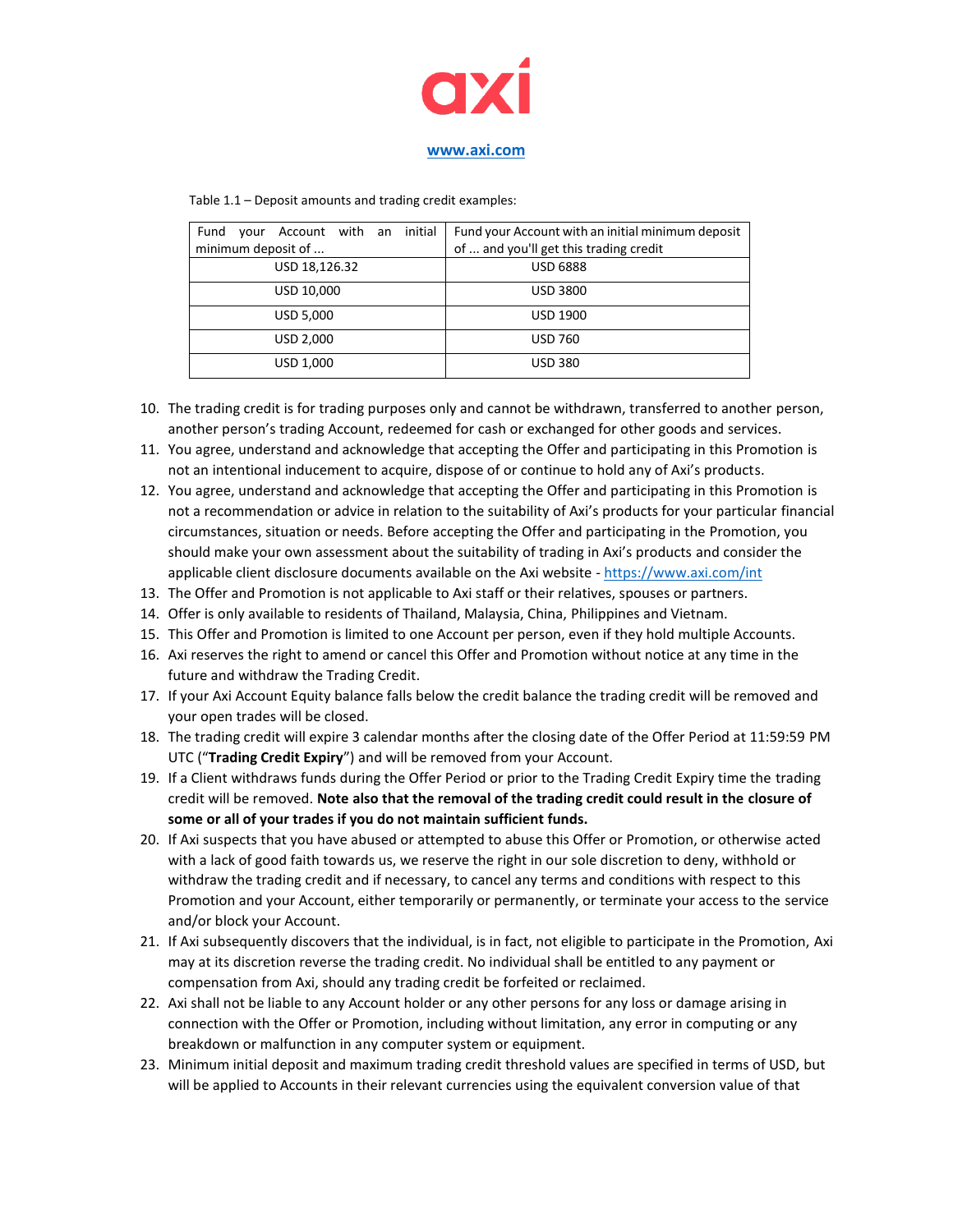**axi**

[www.axi.com](http://www.axi.com)

Table 1.1 – Deposit amounts and trading credit examples:

| Fund your Account with an initial minimum deposit of ... | Fund your Account with an initial minimum deposit of ... and you'll get this trading credit |
|---|---|
| USD 18,126.32 | USD 6888 |
| USD 10,000 | USD 3800 |
| USD 5,000 | USD 1900 |
| USD 2,000 | USD 760 |
| USD 1,000 | USD 380 |

10. The trading credit is for trading purposes only and cannot be withdrawn, transferred to another person, another person's trading Account, redeemed for cash or exchanged for other goods and services.
11. You agree, understand and acknowledge that accepting the Offer and participating in this Promotion is not an intentional inducement to acquire, dispose of or continue to hold any of Axi's products.
12. You agree, understand and acknowledge that accepting the Offer and participating in this Promotion is not a recommendation or advice in relation to the suitability of Axi's products for your particular financial circumstances, situation or needs. Before accepting the Offer and participating in the Promotion, you should make your own assessment about the suitability of trading in Axi's products and consider the applicable client disclosure documents available on the Axi website - [https://www.axi.com/int](https://www.axi.com/int)
13. The Offer and Promotion is not applicable to Axi staff or their relatives, spouses or partners.
14. Offer is only available to residents of Thailand, Malaysia, China, Philippines and Vietnam.
15. This Offer and Promotion is limited to one Account per person, even if they hold multiple Accounts.
16. Axi reserves the right to amend or cancel this Offer and Promotion without notice at any time in the future and withdraw the Trading Credit.
17. If your Axi Account Equity balance falls below the credit balance the trading credit will be removed and your open trades will be closed.
18. The trading credit will expire 3 calendar months after the closing date of the Offer Period at 11:59:59 PM UTC ("**Trading Credit Expiry**") and will be removed from your Account.
19. If a Client withdraws funds during the Offer Period or prior to the Trading Credit Expiry time the trading credit will be removed. **Note also that the removal of the trading credit could result in the closure of some or all of your trades if you do not maintain sufficient funds.**
20. If Axi suspects that you have abused or attempted to abuse this Offer or Promotion, or otherwise acted with a lack of good faith towards us, we reserve the right in our sole discretion to deny, withhold or withdraw the trading credit and if necessary, to cancel any terms and conditions with respect to this Promotion and your Account, either temporarily or permanently, or terminate your access to the service and/or block your Account.
21. If Axi subsequently discovers that the individual, is in fact, not eligible to participate in the Promotion, Axi may at its discretion reverse the trading credit. No individual shall be entitled to any payment or compensation from Axi, should any trading credit be forfeited or reclaimed.
22. Axi shall not be liable to any Account holder or any other persons for any loss or damage arising in connection with the Offer or Promotion, including without limitation, any error in computing or any breakdown or malfunction in any computer system or equipment.
23. Minimum initial deposit and maximum trading credit threshold values are specified in terms of USD, but will be applied to Accounts in their relevant currencies using the equivalent conversion value of that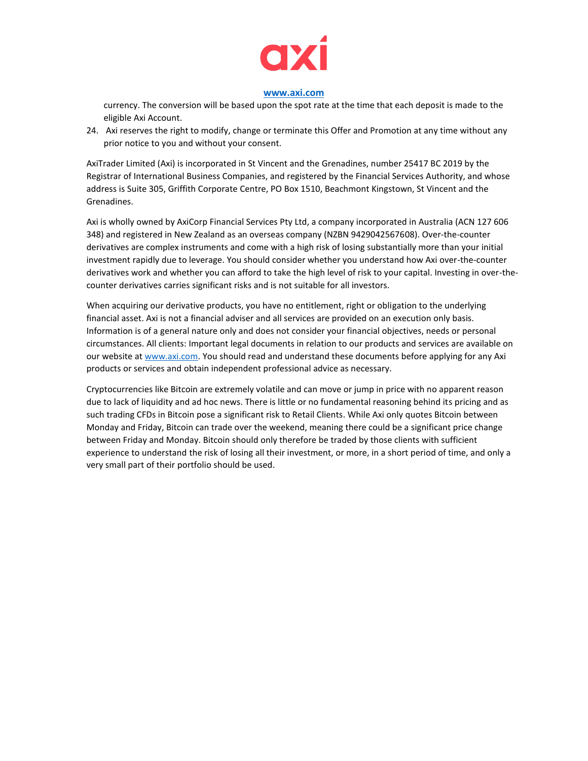currency. The conversion will be based upon the spot rate at the time that each deposit is made to the eligible Axi Account.

24. Axi reserves the right to modify, change or terminate this Offer and Promotion at any time without any prior notice to you and without your consent.

AxiTrader Limited (Axi) is incorporated in St Vincent and the Grenadines, number 25417 BC 2019 by the Registrar of International Business Companies, and registered by the Financial Services Authority, and whose address is Suite 305, Griffith Corporate Centre, PO Box 1510, Beachmont Kingstown, St Vincent and the Grenadines.

Axi is wholly owned by AxiCorp Financial Services Pty Ltd, a company incorporated in Australia (ACN 127 606 348) and registered in New Zealand as an overseas company (NZBN 9429042567608). Over-the-counter derivatives are complex instruments and come with a high risk of losing substantially more than your initial investment rapidly due to leverage. You should consider whether you understand how Axi over-the-counter derivatives work and whether you can afford to take the high level of risk to your capital. Investing in over-the-counter derivatives carries significant risks and is not suitable for all investors.

When acquiring our derivative products, you have no entitlement, right or obligation to the underlying financial asset. Axi is not a financial adviser and all services are provided on an execution only basis. Information is of a general nature only and does not consider your financial objectives, needs or personal circumstances. All clients: Important legal documents in relation to our products and services are available on our website at www.axi.com. You should read and understand these documents before applying for any Axi products or services and obtain independent professional advice as necessary.

Cryptocurrencies like Bitcoin are extremely volatile and can move or jump in price with no apparent reason due to lack of liquidity and ad hoc news. There is little or no fundamental reasoning behind its pricing and as such trading CFDs in Bitcoin pose a significant risk to Retail Clients. While Axi only quotes Bitcoin between Monday and Friday, Bitcoin can trade over the weekend, meaning there could be a significant price change between Friday and Monday. Bitcoin should only therefore be traded by those clients with sufficient experience to understand the risk of losing all their investment, or more, in a short period of time, and only a very small part of their portfolio should be used.